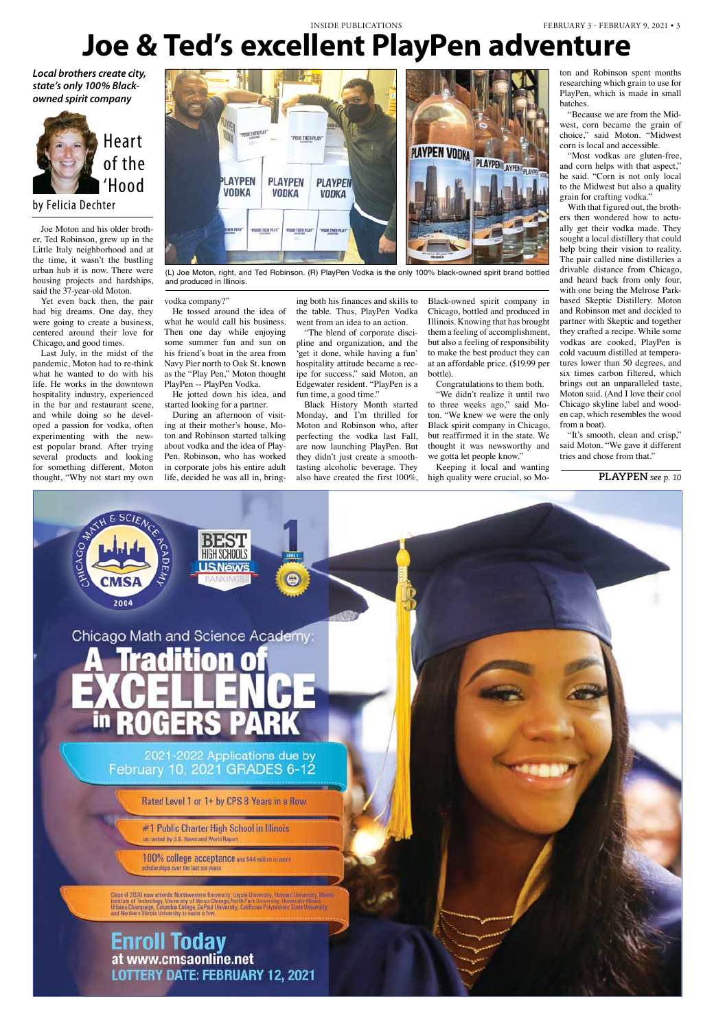# Joe & Ted's excellent PlayPen adventure

***Local brothers create city, state's only 100% Black-owned spirit company***

**Heart of the 'Hood**

by Felicia Dechter

(L) Joe Moton, right, and Ted Robinson. (R) PlayPen Vodka is the only 100% black-owned spirit brand bottled and produced in Illinois.

Joe Moton and his older brother, Ted Robinson, grew up in the Little Italy neighborhood and at the time, it wasn't the bustling urban hub it is now. There were housing projects and hardships, said the 37-year-old Moton.

Yet even back then, the pair had big dreams. One day, they were going to create a business, centered around their love for Chicago, and good times.

Last July, in the midst of the pandemic, Moton had to re-think what he wanted to do with his life. He works in the downtown hospitality industry, experienced in the bar and restaurant scene, and while doing so he developed a passion for vodka, often experimenting with the newest popular brand. After trying several products and looking for something different, Moton thought, "Why not start my own vodka company?"

He tossed around the idea of what he would call his business. Then one day while enjoying some summer fun and sun on his friend's boat in the area from Navy Pier north to Oak St. known as the "Play Pen," Moton thought PlayPen -- PlayPen Vodka.

He jotted down his idea, and started looking for a partner.

During an afternoon of visiting at their mother's house, Moton and Robinson started talking about vodka and the idea of PlayPen. Robinson, who has worked in corporate jobs his entire adult life, decided he was all in, bringing both his finances and skills to the table. Thus, PlayPen Vodka went from an idea to an action.

"The blend of corporate discipline and organization, and the 'get it done, while having a fun' hospitality attitude became a recipe for success," said Moton, an Edgewater resident. "PlayPen is a fun time, a good time."

Black History Month started Monday, and I'm thrilled for Moton and Robinson who, after perfecting the vodka last Fall, are now launching PlayPen. But they didn't just create a smooth-tasting alcoholic beverage. They also have created the first 100%, Black-owned spirit company in Chicago, bottled and produced in Illinois. Knowing that has brought them a feeling of accomplishment, but also a feeling of responsibility to make the best product they can at an affordable price. ($19.99 per bottle).

Congratulations to them both.

"We didn't realize it until two to three weeks ago," said Moton. "We knew we were the only Black spirit company in Chicago, but reaffirmed it in the state. We thought it was newsworthy and we gotta let people know."

Keeping it local and wanting high quality were crucial, so Moton and Robinson spent months researching which grain to use for PlayPen, which is made in small batches.

"Because we are from the Midwest, corn became the grain of choice," said Moton. "Midwest corn is local and accessible.

"Most vodkas are gluten-free, and corn helps with that aspect," he said. "Corn is not only local to the Midwest but also a quality grain for crafting vodka."

With that figured out, the brothers then wondered how to actually get their vodka made. They sought a local distillery that could help bring their vision to reality. The pair called nine distilleries a drivable distance from Chicago, and heard back from only four, with one being the Melrose Park-based Skeptic Distillery. Moton and Robinson met and decided to partner with Skeptic and together they crafted a recipe. While some vodkas are cooked, PlayPen is cold vacuum distilled at temperatures lower than 50 degrees, and six times carbon filtered, which brings out an unparalleled taste, Moton said. (And I love their cool Chicago skyline label and wooden cap, which resembles the wood from a boat).

"It's smooth, clean and crisp," said Moton. "We gave it different tries and chose from that."

**PLAYPEN** *see p. 10*

---

Chicago Math & Science Academy CMSA 2004

BEST HIGH SCHOOLS U.S.News RANKINGS

Chicago Math and Science Academy:

# A Tradition of EXCELLENCE in ROGERS PARK

2021-2022 Applications due by February 10, 2021 GRADES 6-12

Rated Level 1 or 1+ by CPS 8 Years in a Row

#1 Public Charter High School in Illinois as ranked by U.S. News and World Report

100% college acceptance and $44 million in merit scholarships over the last six years

Class of 2020 now attends Northwestern University, Loyola University, Howard University, Illinois Institute of Technology, University of Illinois Chicago, North Park University, University Illinois Urbana Champaign, Columbia College, DePaul University, California Polytechnic State University, and Northern Illinois University to name a few.

**Enroll Today**
**at www.cmsaonline.net**
**LOTTERY DATE: FEBRUARY 12, 2021**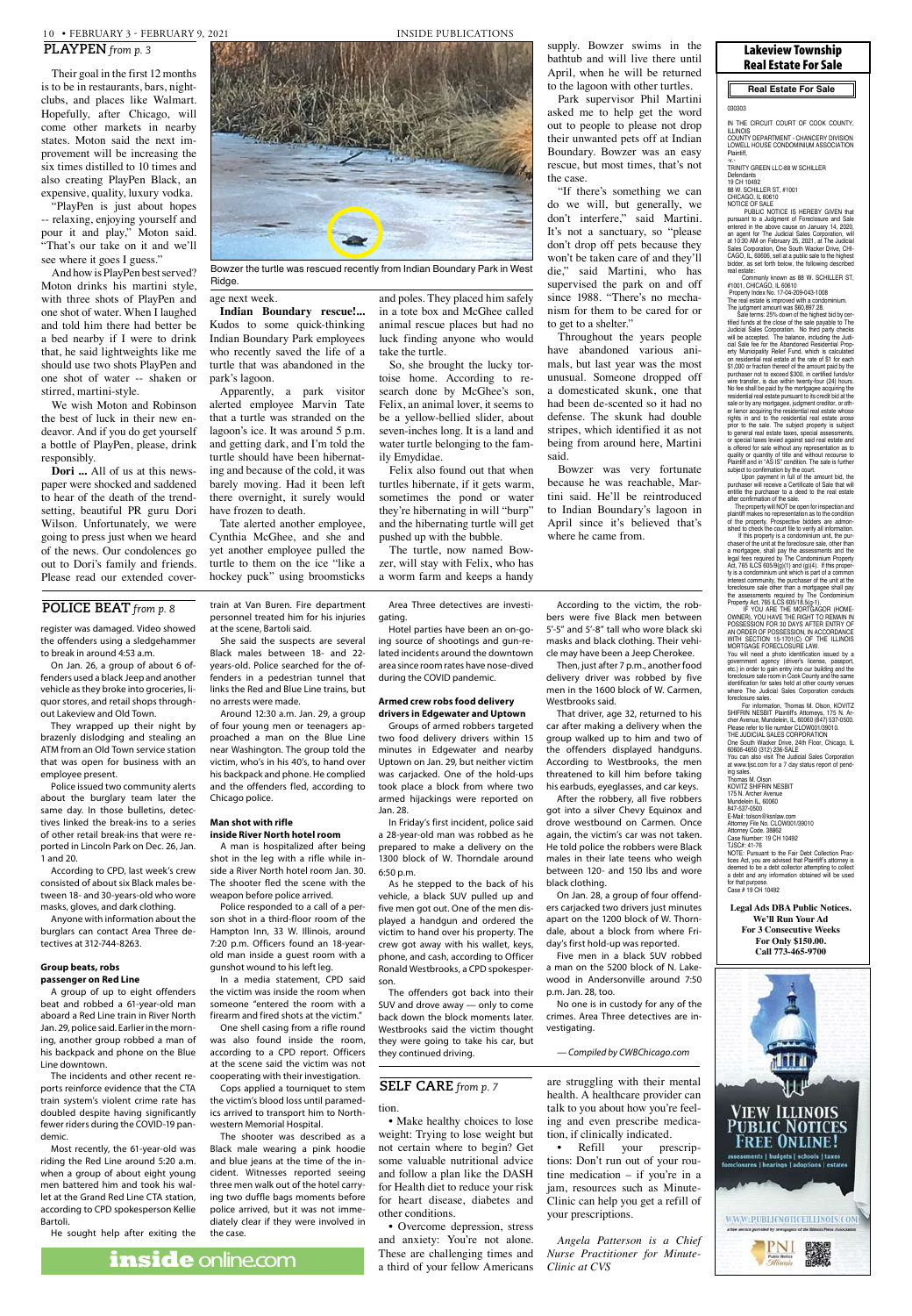## PLAYPEN *from p. 3*

Their goal in the first 12 months is to be in restaurants, bars, nightclubs, and places like Walmart. Hopefully, after Chicago, will come other markets in nearby states. Moton said the next improvement will be increasing the six times distilled to 10 times and also creating PlayPen Black, an expensive, quality, luxury vodka.

"PlayPen is just about hopes -- relaxing, enjoying yourself and pour it and play," Moton said. "That's our take on it and we'll see where it goes I guess."

And how is PlayPen best served? Moton drinks his martini style, with three shots of PlayPen and one shot of water. When I laughed and told him there had better be a bed nearby if I were to drink that, he said lightweights like me should use two shots PlayPen and one shot of water -- shaken or stirred, martini-style.

We wish Moton and Robinson the best of luck in their new endeavor. And if you do get yourself a bottle of PlayPen, please, drink responsibly.

**Dori ...** All of us at this newspaper were shocked and saddened to hear of the death of the trendsetting, beautiful PR guru Dori Wilson. Unfortunately, we were going to press just when we heard of the news. Our condolences go out to Dori's family and friends. Please read our extended coverage next week.

Bowzer the turtle was rescued recently from Indian Boundary Park in West Ridge.

**Indian Boundary rescue!...** Kudos to some quick-thinking Indian Boundary Park employees who recently saved the life of a turtle that was abandoned in the park's lagoon.

Apparently, a park visitor alerted employee Marvin Tate that a turtle was stranded on the lagoon's ice. It was around 5 p.m. and getting dark, and I'm told the turtle should have been hibernating and because of the cold, it was barely moving. Had it been left there overnight, it surely would have frozen to death.

Tate alerted another employee, Cynthia McGhee, and she and yet another employee pulled the turtle to them on the ice "like a hockey puck" using broomsticks and poles. They placed him safely in a tote box and McGhee called animal rescue places but had no luck finding anyone who would take the turtle.

So, she brought the lucky tortoise home. According to research done by McGhee's son, Felix, an animal lover, it seems to be a yellow-bellied slider, about seven-inches long. It is a land and water turtle belonging to the family Emydidae.

Felix also found out that when turtles hibernate, if it gets warm, sometimes the pond or water they're hibernating in will "burp" and the hibernating turtle will get pushed up with the bubble.

The turtle, now named Bowzer, will stay with Felix, who has a worm farm and keeps a handy supply. Bowzer swims in the bathtub and will live there until April, when he will be returned to the lagoon with other turtles.

Park supervisor Phil Martini asked me to help get the word out to people to please not drop their unwanted pets off at Indian Boundary. Bowzer was an easy rescue, but most times, that's not the case.

"If there's something we can do we will, but generally, we don't interfere," said Martini. It's not a sanctuary, so "please don't drop off pets because they won't be taken care of and they'll die," said Martini, who has supervised the park on and off since 1988. "There's no mechanism for them to be cared for or to get to a shelter."

Throughout the years people have abandoned various animals, but last year was the most unusual. Someone dropped off a domesticated skunk, one that had been de-scented so it had no defense. The skunk had double stripes, which identified it as not being from around here, Martini said.

Bowzer was very fortunate because he was reachable, Martini said. He'll be reintroduced to Indian Boundary's lagoon in April since it's believed that's where he came from.

## POLICE BEAT *from p. 8*

register was damaged. Video showed the offenders using a sledgehammer to break in around 4:53 a.m.

On Jan. 26, a group of about 6 offenders used a black Jeep and another vehicle as they broke into groceries, liquor stores, and retail shops throughout Lakeview and Old Town.

They wrapped up their night by brazenly dislodging and stealing an ATM from an Old Town service station that was open for business with an employee present.

Police issued two community alerts about the burglary team later the same day. In those bulletins, detectives linked the break-ins to a series of other retail break-ins that were reported in Lincoln Park on Dec. 26, Jan. 1 and 20.

According to CPD, last week's crew consisted of about six Black males between 18- and 30-years-old who wore masks, gloves, and dark clothing.

Anyone with information about the burglars can contact Area Three detectives at 312-744-8263.

### Group beats, robs passenger on Red Line

A group of up to eight offenders beat and robbed a 61-year-old man aboard a Red Line train in River North Jan. 29, police said. Earlier in the morning, another group robbed a man of his backpack and phone on the Blue Line downtown.

The incidents and other recent reports reinforce evidence that the CTA train system's violent crime rate has doubled despite having significantly fewer riders during the COVID-19 pandemic.

Most recently, the 61-year-old was riding the Red Line around 5:20 a.m. when a group of about eight young men battered him and took his wallet at the Grand Red Line CTA station, according to CPD spokesperson Kellie Bartoli.

He sought help after exiting the train at Van Buren. Fire department personnel treated him for his injuries at the scene, Bartoli said.

She said the suspects are several Black males between 18- and 22-years-old. Police searched for the offenders in a pedestrian tunnel that links the Red and Blue Line trains, but no arrests were made.

Around 12:30 a.m. Jan. 29, a group of four young men or teenagers approached a man on the Blue Line near Washington. The group told the victim, who's in his 40's, to hand over his backpack and phone. He complied and the offenders fled, according to Chicago police.

### Man shot with rifle inside River North hotel room

A man is hospitalized after being shot in the leg with a rifle while inside a River North hotel room Jan. 30. The shooter fled the scene with the weapon before police arrived.

Police responded to a call of a person shot in a third-floor room of the Hampton Inn, 33 W. Illinois, around 7:20 p.m. Officers found an 18-year-old man inside a guest room with a gunshot wound to his left leg.

In a media statement, CPD said the victim was inside the room when someone "entered the room with a firearm and fired shots at the victim."

One shell casing from a rifle round was also found inside the room, according to a CPD report. Officers at the scene said the victim was not cooperating with their investigation.

Cops applied a tourniquet to stem the victim's blood loss until paramedics arrived to transport him to Northwestern Memorial Hospital.

The shooter was described as a Black male wearing a pink hoodie and blue jeans at the time of the incident. Witnesses reported seeing three men walk out of the hotel carrying two duffle bags moments before police arrived, but it was not immediately clear if they were involved in the case.

Area Three detectives are investigating.

Hotel parties have been an on-going source of shootings and gun-related incidents around the downtown area since room rates have nose-dived during the COVID pandemic.

### Armed crew robs food delivery drivers in Edgewater and Uptown

Groups of armed robbers targeted two food delivery drivers within 15 minutes in Edgewater and nearby Uptown on Jan. 29, but neither victim was carjacked. One of the hold-ups took place a block from where two armed hijackings were reported on Jan. 28.

In Friday's first incident, police said a 28-year-old man was robbed as he prepared to make a delivery on the 1300 block of W. Thorndale around 6:50 p.m.

As he stepped to the back of his vehicle, a black SUV pulled up and five men got out. One of the men displayed a handgun and ordered the victim to hand over his property. The crew got away with his wallet, keys, phone, and cash, according to Officer Ronald Westbrooks, a CPD spokesperson.

The offenders got back into their SUV and drove away — only to come back down the block moments later. Westbrooks said the victim thought they were going to take his car, but they continued driving.

According to the victim, the robbers were five Black men between 5'-5" and 5'-8" tall who wore black ski masks and black clothing. Their vehicle may have been a Jeep Cherokee.

Then, just after 7 p.m., another food delivery driver was robbed by five men in the 1600 block of W. Carmen, Westbrooks said.

That driver, age 32, returned to his car after making a delivery when the group walked up to him and two of the offenders displayed handguns. According to Westbrooks, the men threatened to kill him before taking his earbuds, eyeglasses, and car keys.

After the robbery, all five robbers got into a silver Chevy Equinox and drove westbound on Carmen. Once again, the victim's car was not taken. He told police the robbers were Black males in their late teens who weigh between 120- and 150 lbs and wore black clothing.

On Jan. 28, a group of four offenders carjacked two drivers just minutes apart on the 1200 block of N. Thorndale, about a block from where Friday's first hold-up was reported.

Five men in a black SUV robbed a man on the 5200 block of N. Lakewood in Andersonville around 7:50 p.m. Jan. 28, too.

No one is in custody for any of the crimes. Area Three detectives are investigating.

*— Compiled by CWBChicago.com*

## SELF CARE *from p. 7*

tion.

• Make healthy choices to lose weight: Trying to lose weight but not certain where to begin? Get some valuable nutritional advice and follow a plan like the DASH for Health diet to reduce your risk for heart disease, diabetes and other conditions.

• Overcome depression, stress and anxiety: You're not alone. These are challenging times and a third of your fellow Americans are struggling with their mental health. A healthcare provider can talk to you about how you're feeling and even prescribe medication, if clinically indicated.

• Refill your prescriptions: Don't run out of your routine medication – if you're in a jam, resources such as MinuteClinic can help you get a refill of your prescriptions.

*Angela Patterson is a Chief Nurse Practitioner for MinuteClinic at CVS*

## Lakeview Township Real Estate For Sale

**Real Estate For Sale**

030303

IN THE CIRCUIT COURT OF COOK COUNTY, ILLINOIS
COUNTY DEPARTMENT - CHANCERY DIVISION
LOWELL HOUSE CONDOMINIUM ASSOCIATION
Plaintiff,
-v.-
TRINITY GREEN LLC-88 W SCHILLER
Defendants
19 CH 10492
88 W. SCHILLER ST, #1001
CHICAGO, IL 60610
NOTICE OF SALE

PUBLIC NOTICE IS HEREBY GIVEN that pursuant to a Judgment of Foreclosure and Sale entered in the above cause on January 14, 2020, an agent for The Judicial Sales Corporation, will at 10:30 AM on February 25, 2021, at The Judicial Sales Corporation, One South Wacker Drive, CHICAGO, IL, 60606, sell at a public sale to the highest bidder, as set forth below, the following described real estate:

Commonly known as 88 W. SCHILLER ST, #1001, CHICAGO, IL 60610

Property Index No. 17-04-209-043-1008

The real estate is improved with a condominium.

The judgment amount was $60,897.28.

Sale terms: 25% down of the highest bid by certified funds at the close of the sale payable to The Judicial Sales Corporation. No third party checks will be accepted. The balance, including the Judicial Sale fee for the Abandoned Residential Property Municipality Relief Fund, which is calculated on residential real estate at the rate of $1 for each $1,000 or fraction thereof of the amount paid by the purchaser not to exceed $300, in certified funds/or wire transfer, is due within twenty-four (24) hours. No fee shall be paid by the mortgagee acquiring the residential real estate pursuant to its credit bid at the sale or by any mortgagee, judgment creditor, or other lienor acquiring the residential real estate whose rights in and to the residential real estate arose prior to the sale. The subject property is subject to general real estate taxes, special assessments, or special taxes levied against said real estate and is offered for sale without any representation as to quality or quantity of title and without recourse to Plaintiff and in "AS IS" condition. The sale is further subject to confirmation by the court.

Upon payment in full of the amount bid, the purchaser will receive a Certificate of Sale that will entitle the purchaser to a deed to the real estate after confirmation of the sale.

The property will NOT be open for inspection and plaintiff makes no representation as to the condition of the property. Prospective bidders are admonished to check the court file to verify all information.

If this property is a condominium unit, the purchaser of the unit at the foreclosure sale, other than a mortgagee, shall pay the assessments and the legal fees required by The Condominium Property Act, 765 ILCS 605/9(g)(1) and (g)(4). If this property is a condominium unit which is part of a common interest community, the purchaser of the unit at the foreclosure sale other than a mortgagee shall pay the assessments required by The Condominium Property Act, 765 ILCS 605/18.5(g-1).

IF YOU ARE THE MORTGAGOR (HOMEOWNER), YOU HAVE THE RIGHT TO REMAIN IN POSSESSION FOR 30 DAYS AFTER ENTRY OF AN ORDER OF POSSESSION, IN ACCORDANCE WITH SECTION 15-1701(C) OF THE ILLINOIS MORTGAGE FORECLOSURE LAW.

You will need a photo identification issued by a government agency (driver's license, passport, etc.) in order to gain entry into our building and the foreclosure sale room in Cook County and the same identification for sales held at other county venues where The Judicial Sales Corporation conducts foreclosure sales.

For information, Thomas M. Olson, KOVITZ SHIFRIN NESBIT Plaintiff's Attorneys, 175 N. Archer Avenue, Mundelein, IL, 60060 (847) 537-0500. Please refer to file number CLOW001/39010.

THE JUDICIAL SALES CORPORATION
One South Wacker Drive, 24th Floor, Chicago, IL 60606-4650 (312) 236-SALE

You can also visit The Judicial Sales Corporation at www.tjsc.com for a 7 day status report of pending sales.

Thomas M. Olson
KOVITZ SHIFRIN NESBITT
175 N. Archer Avenue
Mundelein IL, 60060
847-537-0500
E-Mail: tolson@ksnlaw.com
Attorney File No. CLOW001/39010
Attorney Code. 38862
Case Number: 19 CH 10492
TJSC#: 41-76

NOTE: Pursuant to the Fair Debt Collection Practices Act, you are advised that Plaintiff's attorney is deemed to be a debt collector attempting to collect a debt and any information obtained will be used for that purpose.

Case # 19 CH 10492

**Legal Ads DBA Public Notices.**
**We'll Run Your Ad**
**For 3 Consecutive Weeks**
**For Only $150.00.**
**Call 773-465-9700**

VIEW ILLINOIS PUBLIC NOTICES FREE ONLINE!
assessments | budgets | schools | taxes
foreclosures | hearings | adoptions | estates
WWW.PUBLICNOTICEILLINOIS.COM
a free service provided by newspapers of the Illinois Press Association